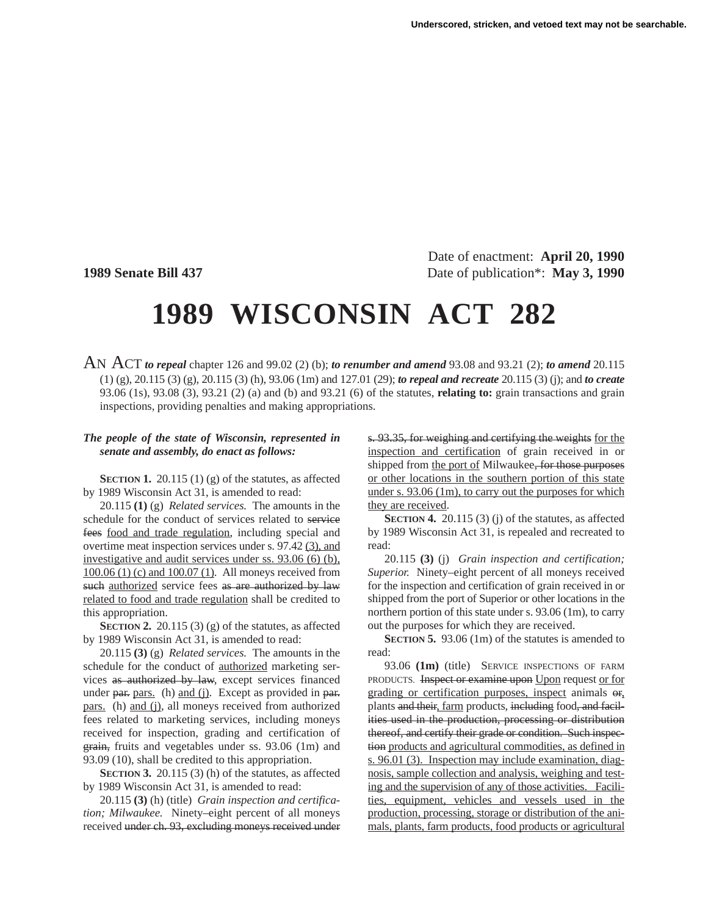Underscored, stricken, and vetoed text may not be searchable.

Date of enactment: **April 20, 1990**

**1989 Senate Bill 437** Date of publication*: **May 3, 1990**

# 1989 WISCONSIN ACT 282

AN ACT ***to repeal*** chapter 126 and 99.02 (2) (b); ***to renumber and amend*** 93.08 and 93.21 (2); ***to amend*** 20.115 (1) (g), 20.115 (3) (g), 20.115 (3) (h), 93.06 (1m) and 127.01 (29); ***to repeal and recreate*** 20.115 (3) (j); and ***to create*** 93.06 (1s), 93.08 (3), 93.21 (2) (a) and (b) and 93.21 (6) of the statutes, **relating to:** grain transactions and grain inspections, providing penalties and making appropriations.

***The people of the state of Wisconsin, represented in senate and assembly, do enact as follows:***

**SECTION 1.** 20.115 (1) (g) of the statutes, as affected by 1989 Wisconsin Act 31, is amended to read:

20.115 **(1)** (g) *Related services.* The amounts in the schedule for the conduct of services related to ~~service fees~~ food and trade regulation, including special and overtime meat inspection services under s. 97.42 (3), and investigative and audit services under ss. 93.06 (6) (b), 100.06 (1) (c) and 100.07 (1). All moneys received from ~~such~~ authorized service fees ~~as are authorized by law~~ related to food and trade regulation shall be credited to this appropriation.

**SECTION 2.** 20.115 (3) (g) of the statutes, as affected by 1989 Wisconsin Act 31, is amended to read:

20.115 **(3)** (g) *Related services.* The amounts in the schedule for the conduct of authorized marketing services ~~as authorized by law~~, except services financed under ~~par.~~ pars. (h) and (j). Except as provided in ~~par.~~ pars. (h) and (j), all moneys received from authorized fees related to marketing services, including moneys received for inspection, grading and certification of ~~grain,~~ fruits and vegetables under ss. 93.06 (1m) and 93.09 (10), shall be credited to this appropriation.

**SECTION 3.** 20.115 (3) (h) of the statutes, as affected by 1989 Wisconsin Act 31, is amended to read:

20.115 **(3)** (h) (title) *Grain inspection and certification; Milwaukee.* Ninety–eight percent of all moneys received ~~under ch. 93, excluding moneys received under s. 93.35, for weighing and certifying the weights~~ for the inspection and certification of grain received in or shipped from the port of Milwaukee~~, for those purposes~~ or other locations in the southern portion of this state under s. 93.06 (1m), to carry out the purposes for which they are received.

**SECTION 4.** 20.115 (3) (j) of the statutes, as affected by 1989 Wisconsin Act 31, is repealed and recreated to read:

20.115 **(3)** (j) *Grain inspection and certification; Superior.* Ninety–eight percent of all moneys received for the inspection and certification of grain received in or shipped from the port of Superior or other locations in the northern portion of this state under s. 93.06 (1m), to carry out the purposes for which they are received.

**SECTION 5.** 93.06 (1m) of the statutes is amended to read:

93.06 **(1m)** (title) SERVICE INSPECTIONS OF FARM PRODUCTS. ~~Inspect or examine upon~~ Upon request or for grading or certification purposes, inspect animals ~~or,~~ plants ~~and their,~~ farm products, ~~including~~ food~~, and facilities used in the production, processing or distribution thereof, and certify their grade or condition. Such inspection~~ products and agricultural commodities, as defined in s. 96.01 (3). Inspection may include examination, diagnosis, sample collection and analysis, weighing and testing and the supervision of any of those activities. Facilities, equipment, vehicles and vessels used in the production, processing, storage or distribution of the animals, plants, farm products, food products or agricultural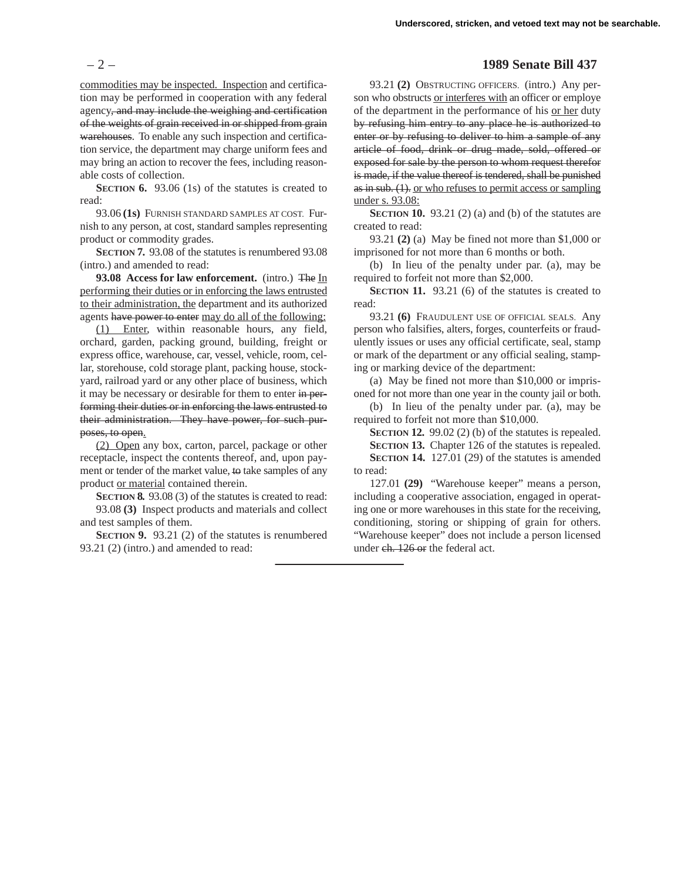commodities may be inspected. Inspection and certification may be performed in cooperation with any federal agency~~, and may include the weighing and certification of the weights of grain received in or shipped from grain warehouses~~. To enable any such inspection and certification service, the department may charge uniform fees and may bring an action to recover the fees, including reasonable costs of collection.

**SECTION 6.** 93.06 (1s) of the statutes is created to read:

93.06 **(1s)** FURNISH STANDARD SAMPLES AT COST. Furnish to any person, at cost, standard samples representing product or commodity grades.

**SECTION 7.** 93.08 of the statutes is renumbered 93.08 (intro.) and amended to read:

**93.08 Access for law enforcement.** (intro.) ~~The~~ In performing their duties or in enforcing the laws entrusted to their administration, the department and its authorized agents ~~have power to enter~~ may do all of the following:

(1) Enter, within reasonable hours, any field, orchard, garden, packing ground, building, freight or express office, warehouse, car, vessel, vehicle, room, cellar, storehouse, cold storage plant, packing house, stockyard, railroad yard or any other place of business, which it may be necessary or desirable for them to enter ~~in performing their duties or in enforcing the laws entrusted to their administration. They have power, for such purposes, to open~~.

(2) Open any box, carton, parcel, package or other receptacle, inspect the contents thereof, and, upon payment or tender of the market value, ~~to~~ take samples of any product or material contained therein.

**SECTION 8.** 93.08 (3) of the statutes is created to read:

93.08 **(3)** Inspect products and materials and collect and test samples of them.

**SECTION 9.** 93.21 (2) of the statutes is renumbered 93.21 (2) (intro.) and amended to read:

93.21 **(2)** OBSTRUCTING OFFICERS. (intro.) Any person who obstructs or interferes with an officer or employe of the department in the performance of his or her duty ~~by refusing him entry to any place he is authorized to enter or by refusing to deliver to him a sample of any article of food, drink or drug made, sold, offered or exposed for sale by the person to whom request therefor is made, if the value thereof is tendered, shall be punished as in sub. (1).~~ or who refuses to permit access or sampling under s. 93.08:

**SECTION 10.** 93.21 (2) (a) and (b) of the statutes are created to read:

93.21 **(2)** (a) May be fined not more than $1,000 or imprisoned for not more than 6 months or both.

(b) In lieu of the penalty under par. (a), may be required to forfeit not more than $2,000.

**SECTION 11.** 93.21 (6) of the statutes is created to read:

93.21 **(6)** FRAUDULENT USE OF OFFICIAL SEALS. Any person who falsifies, alters, forges, counterfeits or fraudulently issues or uses any official certificate, seal, stamp or mark of the department or any official sealing, stamping or marking device of the department:

(a) May be fined not more than $10,000 or imprisoned for not more than one year in the county jail or both.

(b) In lieu of the penalty under par. (a), may be required to forfeit not more than $10,000.

**SECTION 12.** 99.02 (2) (b) of the statutes is repealed.

**SECTION 13.** Chapter 126 of the statutes is repealed.

**SECTION 14.** 127.01 (29) of the statutes is amended to read:

127.01 **(29)** "Warehouse keeper" means a person, including a cooperative association, engaged in operating one or more warehouses in this state for the receiving, conditioning, storing or shipping of grain for others. "Warehouse keeper" does not include a person licensed under ~~ch. 126 or~~ the federal act.